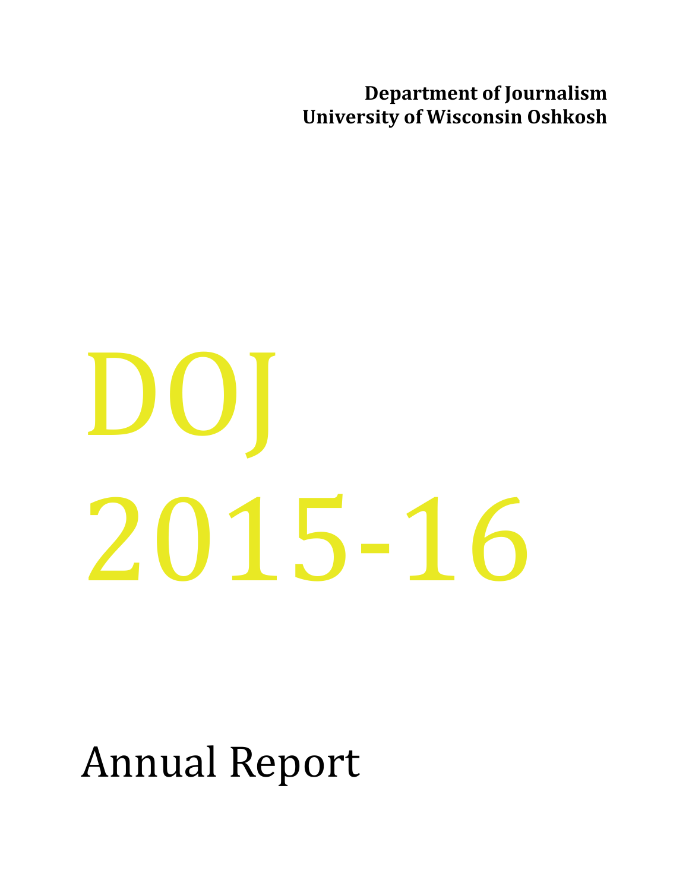**Department of Journalism**
**University of Wisconsin Oshkosh**

# DOJ 2015-16

## Annual Report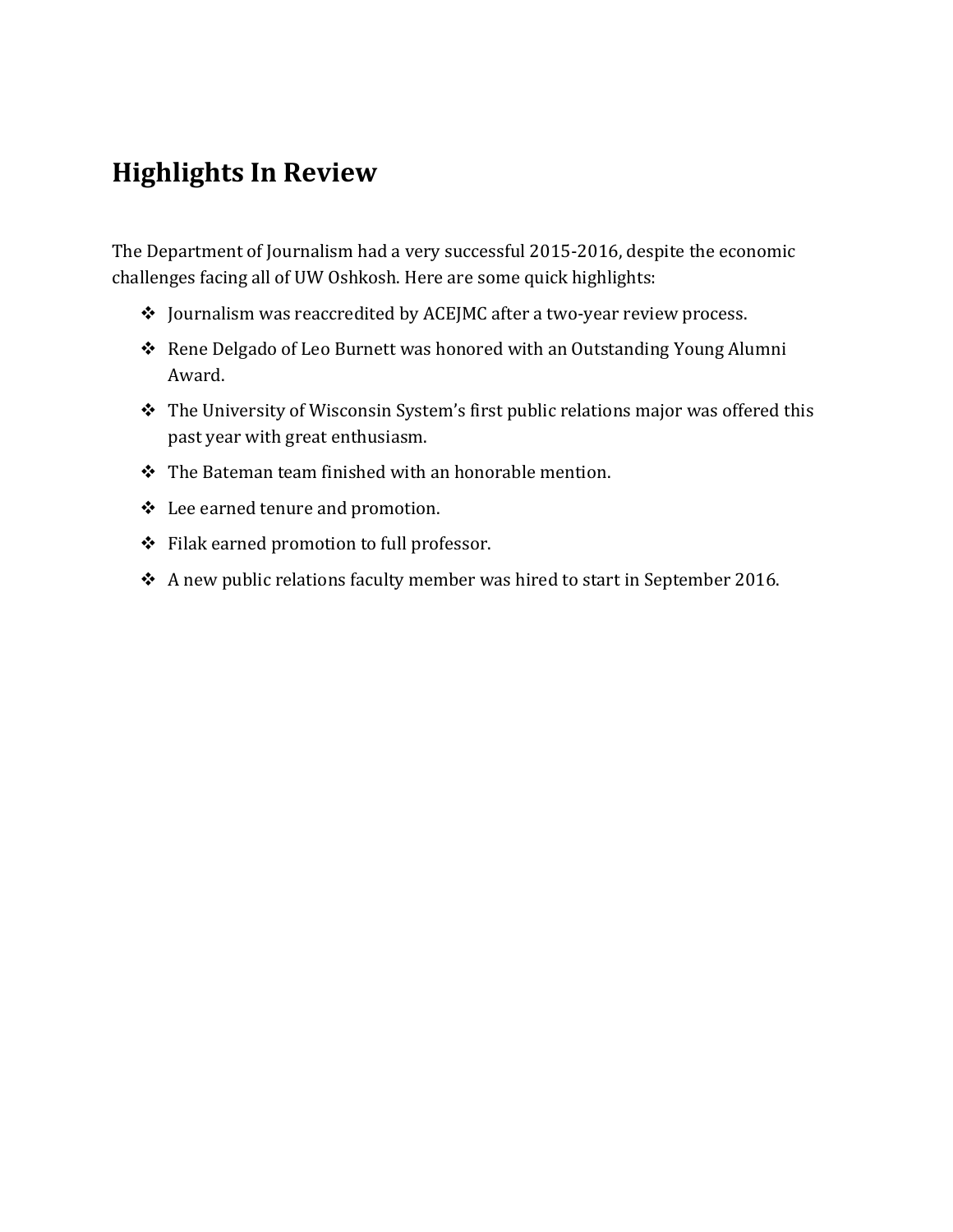# Highlights In Review

The Department of Journalism had a very successful 2015-2016, despite the economic challenges facing all of UW Oshkosh. Here are some quick highlights:

- Journalism was reaccredited by ACEJMC after a two-year review process.
- Rene Delgado of Leo Burnett was honored with an Outstanding Young Alumni Award.
- The University of Wisconsin System's first public relations major was offered this past year with great enthusiasm.
- The Bateman team finished with an honorable mention.
- Lee earned tenure and promotion.
- Filak earned promotion to full professor.
- A new public relations faculty member was hired to start in September 2016.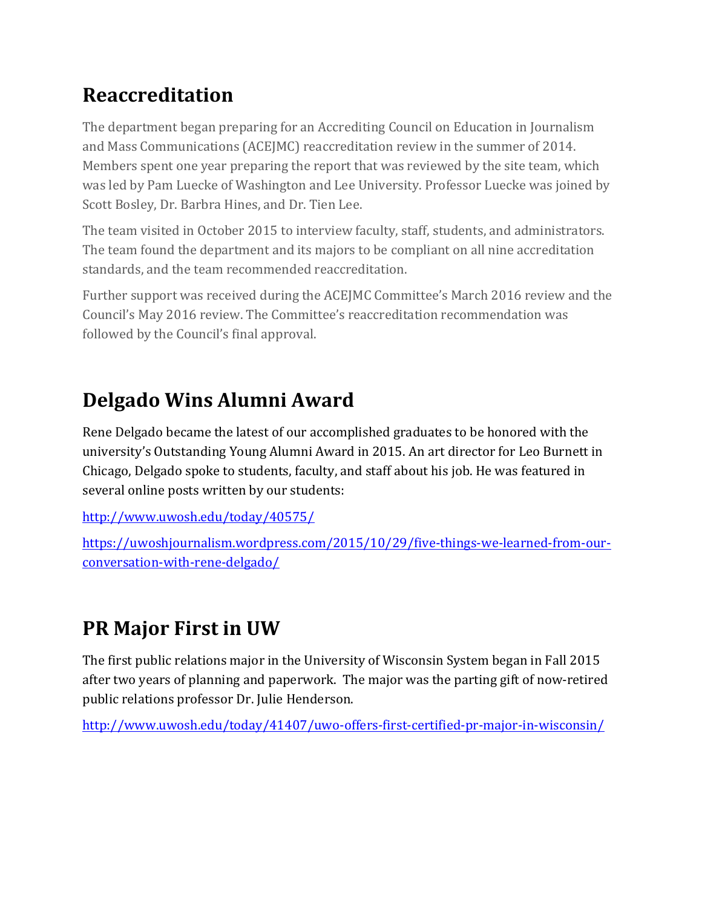## Reaccreditation

The department began preparing for an Accrediting Council on Education in Journalism and Mass Communications (ACEJMC) reaccreditation review in the summer of 2014. Members spent one year preparing the report that was reviewed by the site team, which was led by Pam Luecke of Washington and Lee University. Professor Luecke was joined by Scott Bosley, Dr. Barbra Hines, and Dr. Tien Lee.

The team visited in October 2015 to interview faculty, staff, students, and administrators. The team found the department and its majors to be compliant on all nine accreditation standards, and the team recommended reaccreditation.

Further support was received during the ACEJMC Committee's March 2016 review and the Council's May 2016 review. The Committee's reaccreditation recommendation was followed by the Council's final approval.

## Delgado Wins Alumni Award

Rene Delgado became the latest of our accomplished graduates to be honored with the university's Outstanding Young Alumni Award in 2015. An art director for Leo Burnett in Chicago, Delgado spoke to students, faculty, and staff about his job. He was featured in several online posts written by our students:

http://www.uwosh.edu/today/40575/

https://uwoshjournalism.wordpress.com/2015/10/29/five-things-we-learned-from-our-conversation-with-rene-delgado/

## PR Major First in UW

The first public relations major in the University of Wisconsin System began in Fall 2015 after two years of planning and paperwork. The major was the parting gift of now-retired public relations professor Dr. Julie Henderson.

http://www.uwosh.edu/today/41407/uwo-offers-first-certified-pr-major-in-wisconsin/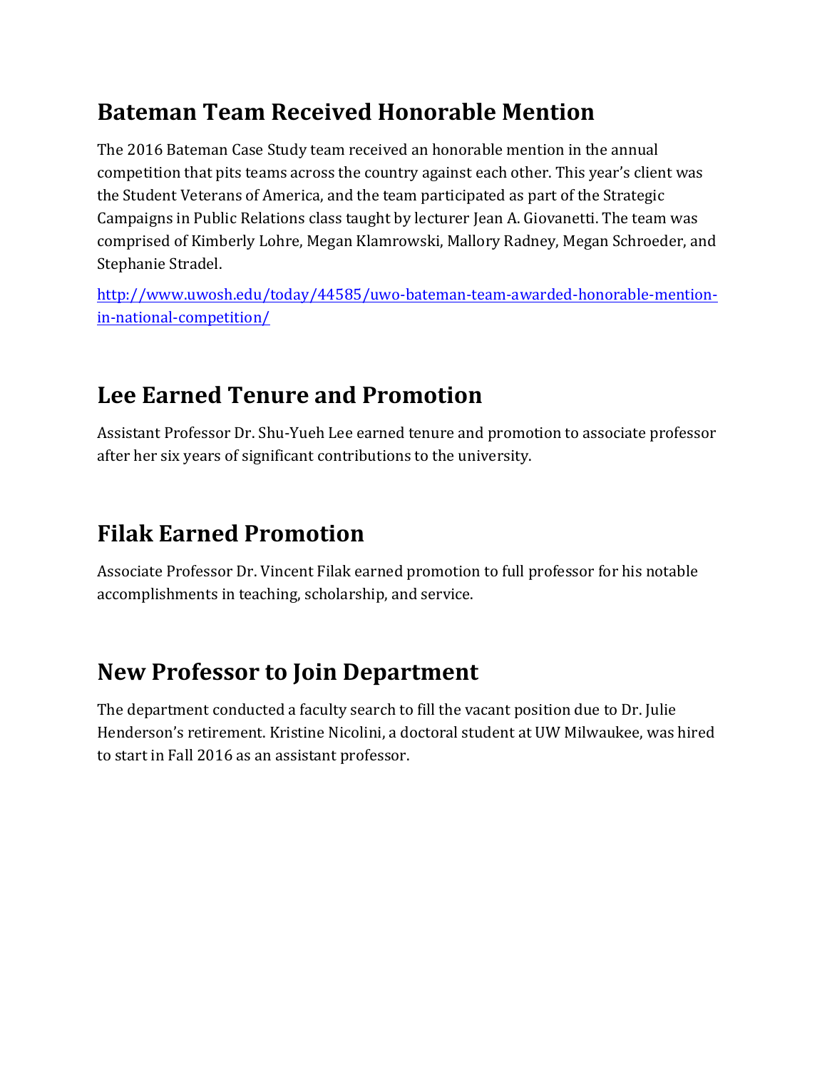## Bateman Team Received Honorable Mention

The 2016 Bateman Case Study team received an honorable mention in the annual competition that pits teams across the country against each other. This year's client was the Student Veterans of America, and the team participated as part of the Strategic Campaigns in Public Relations class taught by lecturer Jean A. Giovanetti. The team was comprised of Kimberly Lohre, Megan Klamrowski, Mallory Radney, Megan Schroeder, and Stephanie Stradel.

http://www.uwosh.edu/today/44585/uwo-bateman-team-awarded-honorable-mention-in-national-competition/

## Lee Earned Tenure and Promotion

Assistant Professor Dr. Shu-Yueh Lee earned tenure and promotion to associate professor after her six years of significant contributions to the university.

## Filak Earned Promotion

Associate Professor Dr. Vincent Filak earned promotion to full professor for his notable accomplishments in teaching, scholarship, and service.

## New Professor to Join Department

The department conducted a faculty search to fill the vacant position due to Dr. Julie Henderson's retirement. Kristine Nicolini, a doctoral student at UW Milwaukee, was hired to start in Fall 2016 as an assistant professor.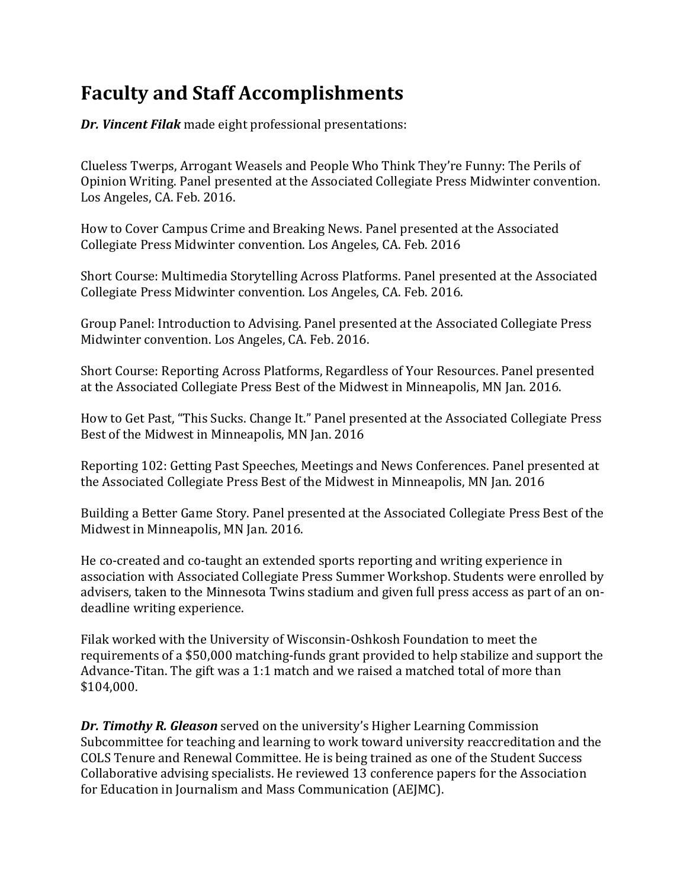# Faculty and Staff Accomplishments

***Dr. Vincent Filak*** made eight professional presentations:

Clueless Twerps, Arrogant Weasels and People Who Think They're Funny: The Perils of Opinion Writing. Panel presented at the Associated Collegiate Press Midwinter convention. Los Angeles, CA. Feb. 2016.

How to Cover Campus Crime and Breaking News. Panel presented at the Associated Collegiate Press Midwinter convention. Los Angeles, CA. Feb. 2016

Short Course: Multimedia Storytelling Across Platforms. Panel presented at the Associated Collegiate Press Midwinter convention. Los Angeles, CA. Feb. 2016.

Group Panel: Introduction to Advising. Panel presented at the Associated Collegiate Press Midwinter convention. Los Angeles, CA. Feb. 2016.

Short Course: Reporting Across Platforms, Regardless of Your Resources. Panel presented at the Associated Collegiate Press Best of the Midwest in Minneapolis, MN Jan. 2016.

How to Get Past, "This Sucks. Change It." Panel presented at the Associated Collegiate Press Best of the Midwest in Minneapolis, MN Jan. 2016

Reporting 102: Getting Past Speeches, Meetings and News Conferences. Panel presented at the Associated Collegiate Press Best of the Midwest in Minneapolis, MN Jan. 2016

Building a Better Game Story. Panel presented at the Associated Collegiate Press Best of the Midwest in Minneapolis, MN Jan. 2016.

He co-created and co-taught an extended sports reporting and writing experience in association with Associated Collegiate Press Summer Workshop. Students were enrolled by advisers, taken to the Minnesota Twins stadium and given full press access as part of an on-deadline writing experience.

Filak worked with the University of Wisconsin-Oshkosh Foundation to meet the requirements of a $50,000 matching-funds grant provided to help stabilize and support the Advance-Titan. The gift was a 1:1 match and we raised a matched total of more than $104,000.

***Dr. Timothy R. Gleason*** served on the university's Higher Learning Commission Subcommittee for teaching and learning to work toward university reaccreditation and the COLS Tenure and Renewal Committee. He is being trained as one of the Student Success Collaborative advising specialists. He reviewed 13 conference papers for the Association for Education in Journalism and Mass Communication (AEJMC).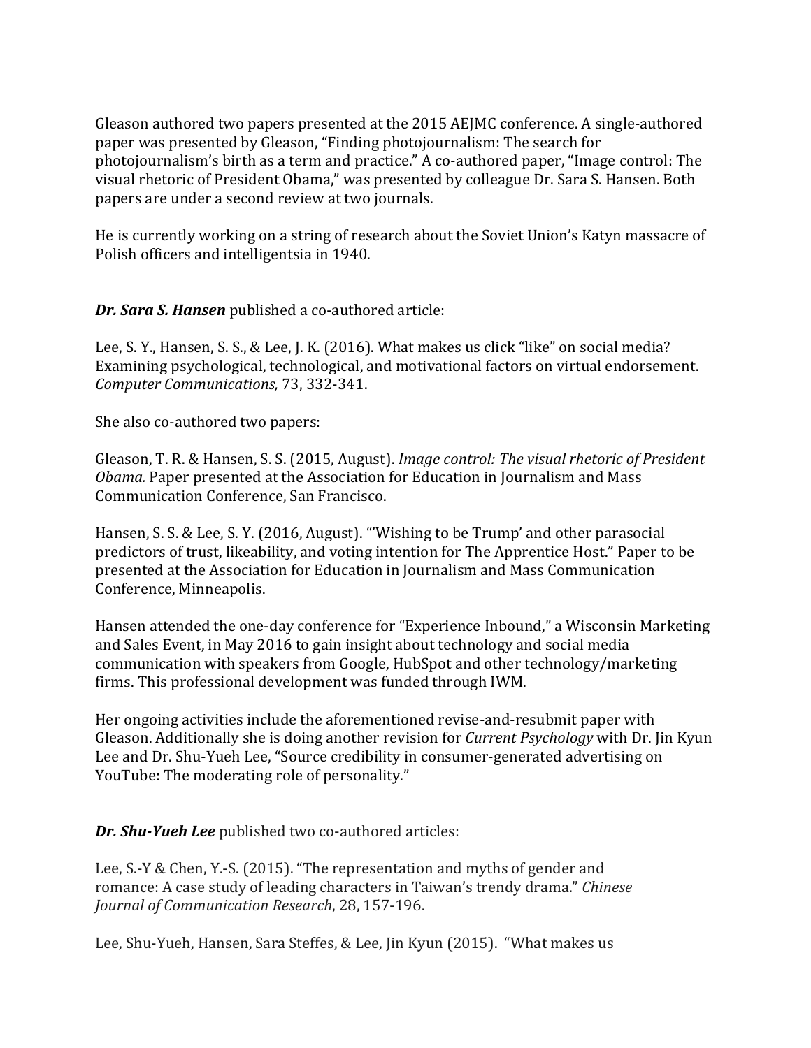Gleason authored two papers presented at the 2015 AEJMC conference. A single-authored paper was presented by Gleason, "Finding photojournalism: The search for photojournalism's birth as a term and practice." A co-authored paper, "Image control: The visual rhetoric of President Obama," was presented by colleague Dr. Sara S. Hansen. Both papers are under a second review at two journals.

He is currently working on a string of research about the Soviet Union's Katyn massacre of Polish officers and intelligentsia in 1940.

***Dr. Sara S. Hansen*** published a co-authored article:

Lee, S. Y., Hansen, S. S., & Lee, J. K. (2016). What makes us click "like" on social media? Examining psychological, technological, and motivational factors on virtual endorsement. *Computer Communications,* 73, 332-341.

She also co-authored two papers:

Gleason, T. R. & Hansen, S. S. (2015, August). *Image control: The visual rhetoric of President Obama.* Paper presented at the Association for Education in Journalism and Mass Communication Conference, San Francisco.

Hansen, S. S. & Lee, S. Y. (2016, August). "'Wishing to be Trump' and other parasocial predictors of trust, likeability, and voting intention for The Apprentice Host." Paper to be presented at the Association for Education in Journalism and Mass Communication Conference, Minneapolis.

Hansen attended the one-day conference for "Experience Inbound," a Wisconsin Marketing and Sales Event, in May 2016 to gain insight about technology and social media communication with speakers from Google, HubSpot and other technology/marketing firms. This professional development was funded through IWM.

Her ongoing activities include the aforementioned revise-and-resubmit paper with Gleason. Additionally she is doing another revision for *Current Psychology* with Dr. Jin Kyun Lee and Dr. Shu-Yueh Lee, "Source credibility in consumer-generated advertising on YouTube: The moderating role of personality."

***Dr. Shu-Yueh Lee*** published two co-authored articles:

Lee, S.-Y & Chen, Y.-S. (2015). "The representation and myths of gender and romance: A case study of leading characters in Taiwan's trendy drama." *Chinese Journal of Communication Research*, 28, 157-196.

Lee, Shu-Yueh, Hansen, Sara Steffes, & Lee, Jin Kyun (2015). "What makes us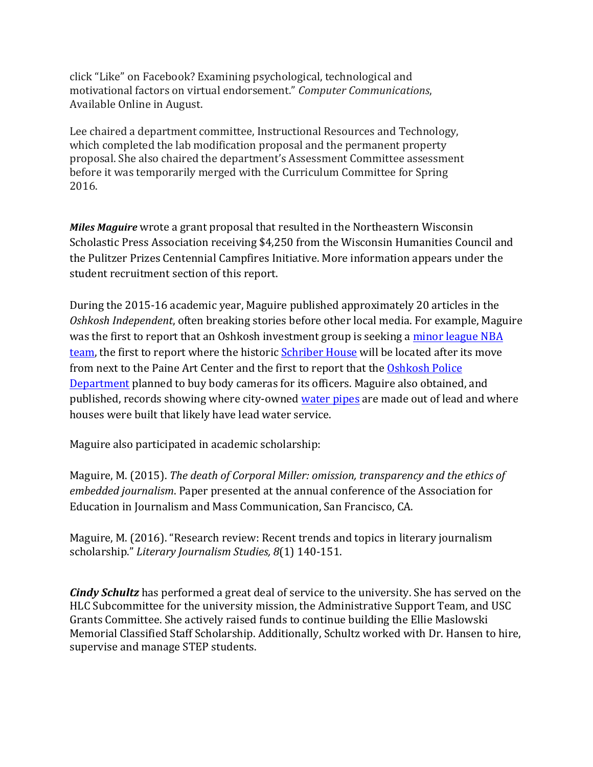click "Like" on Facebook? Examining psychological, technological and motivational factors on virtual endorsement." *Computer Communications*, Available Online in August.

Lee chaired a department committee, Instructional Resources and Technology, which completed the lab modification proposal and the permanent property proposal. She also chaired the department's Assessment Committee assessment before it was temporarily merged with the Curriculum Committee for Spring 2016.

***Miles Maguire*** wrote a grant proposal that resulted in the Northeastern Wisconsin Scholastic Press Association receiving $4,250 from the Wisconsin Humanities Council and the Pulitzer Prizes Centennial Campfires Initiative. More information appears under the student recruitment section of this report.

During the 2015-16 academic year, Maguire published approximately 20 articles in the *Oshkosh Independent*, often breaking stories before other local media. For example, Maguire was the first to report that an Oshkosh investment group is seeking a minor league NBA team, the first to report where the historic Schriber House will be located after its move from next to the Paine Art Center and the first to report that the Oshkosh Police Department planned to buy body cameras for its officers. Maguire also obtained, and published, records showing where city-owned water pipes are made out of lead and where houses were built that likely have lead water service.

Maguire also participated in academic scholarship:

Maguire, M. (2015). *The death of Corporal Miller: omission, transparency and the ethics of embedded journalism*. Paper presented at the annual conference of the Association for Education in Journalism and Mass Communication, San Francisco, CA.

Maguire, M. (2016). "Research review: Recent trends and topics in literary journalism scholarship." *Literary Journalism Studies, 8*(1) 140-151.

***Cindy Schultz*** has performed a great deal of service to the university. She has served on the HLC Subcommittee for the university mission, the Administrative Support Team, and USC Grants Committee. She actively raised funds to continue building the Ellie Maslowski Memorial Classified Staff Scholarship. Additionally, Schultz worked with Dr. Hansen to hire, supervise and manage STEP students.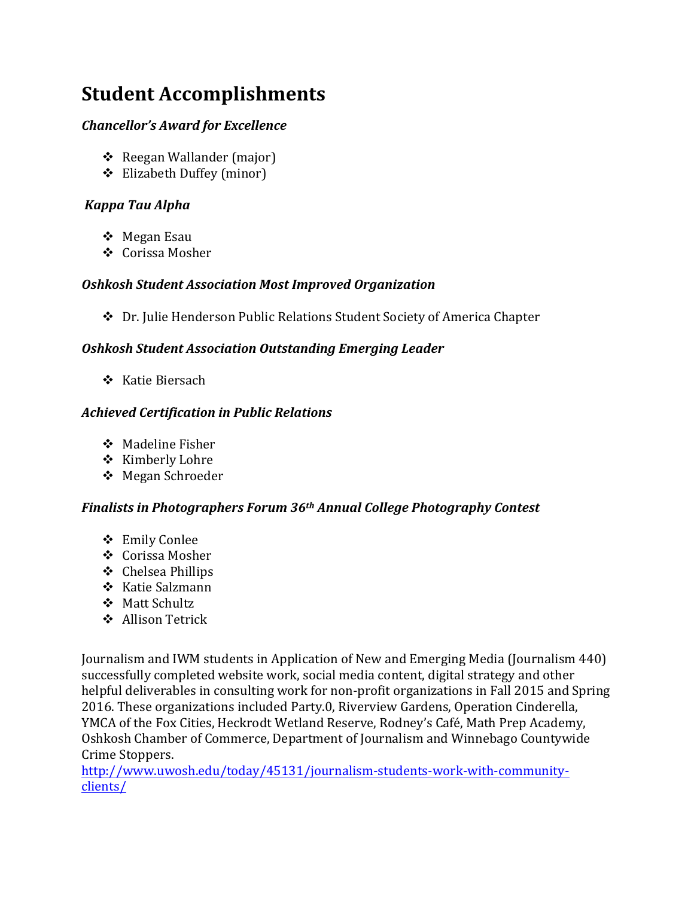# Student Accomplishments

### *Chancellor's Award for Excellence*

- Reegan Wallander (major)
- Elizabeth Duffey (minor)

### *Kappa Tau Alpha*

- Megan Esau
- Corissa Mosher

### *Oshkosh Student Association Most Improved Organization*

- Dr. Julie Henderson Public Relations Student Society of America Chapter

### *Oshkosh Student Association Outstanding Emerging Leader*

- Katie Biersach

### *Achieved Certification in Public Relations*

- Madeline Fisher
- Kimberly Lohre
- Megan Schroeder

### *Finalists in Photographers Forum 36th Annual College Photography Contest*

- Emily Conlee
- Corissa Mosher
- Chelsea Phillips
- Katie Salzmann
- Matt Schultz
- Allison Tetrick

Journalism and IWM students in Application of New and Emerging Media (Journalism 440) successfully completed website work, social media content, digital strategy and other helpful deliverables in consulting work for non-profit organizations in Fall 2015 and Spring 2016. These organizations included Party.0, Riverview Gardens, Operation Cinderella, YMCA of the Fox Cities, Heckrodt Wetland Reserve, Rodney's Café, Math Prep Academy, Oshkosh Chamber of Commerce, Department of Journalism and Winnebago Countywide Crime Stoppers.
http://www.uwosh.edu/today/45131/journalism-students-work-with-community-clients/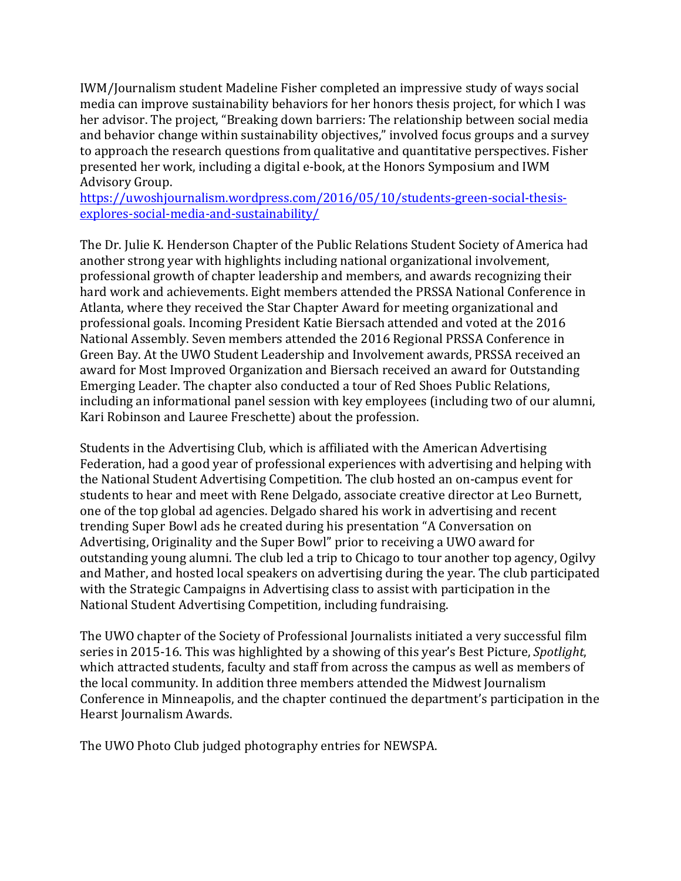IWM/Journalism student Madeline Fisher completed an impressive study of ways social media can improve sustainability behaviors for her honors thesis project, for which I was her advisor. The project, "Breaking down barriers: The relationship between social media and behavior change within sustainability objectives," involved focus groups and a survey to approach the research questions from qualitative and quantitative perspectives. Fisher presented her work, including a digital e-book, at the Honors Symposium and IWM Advisory Group.
[https://uwoshjournalism.wordpress.com/2016/05/10/students-green-social-thesis-explores-social-media-and-sustainability/](https://uwoshjournalism.wordpress.com/2016/05/10/students-green-social-thesis-explores-social-media-and-sustainability/)

The Dr. Julie K. Henderson Chapter of the Public Relations Student Society of America had another strong year with highlights including national organizational involvement, professional growth of chapter leadership and members, and awards recognizing their hard work and achievements. Eight members attended the PRSSA National Conference in Atlanta, where they received the Star Chapter Award for meeting organizational and professional goals. Incoming President Katie Biersach attended and voted at the 2016 National Assembly. Seven members attended the 2016 Regional PRSSA Conference in Green Bay. At the UWO Student Leadership and Involvement awards, PRSSA received an award for Most Improved Organization and Biersach received an award for Outstanding Emerging Leader. The chapter also conducted a tour of Red Shoes Public Relations, including an informational panel session with key employees (including two of our alumni, Kari Robinson and Lauree Freschette) about the profession.

Students in the Advertising Club, which is affiliated with the American Advertising Federation, had a good year of professional experiences with advertising and helping with the National Student Advertising Competition. The club hosted an on-campus event for students to hear and meet with Rene Delgado, associate creative director at Leo Burnett, one of the top global ad agencies. Delgado shared his work in advertising and recent trending Super Bowl ads he created during his presentation "A Conversation on Advertising, Originality and the Super Bowl" prior to receiving a UWO award for outstanding young alumni. The club led a trip to Chicago to tour another top agency, Ogilvy and Mather, and hosted local speakers on advertising during the year. The club participated with the Strategic Campaigns in Advertising class to assist with participation in the National Student Advertising Competition, including fundraising.

The UWO chapter of the Society of Professional Journalists initiated a very successful film series in 2015-16. This was highlighted by a showing of this year's Best Picture, *Spotlight*, which attracted students, faculty and staff from across the campus as well as members of the local community. In addition three members attended the Midwest Journalism Conference in Minneapolis, and the chapter continued the department's participation in the Hearst Journalism Awards.

The UWO Photo Club judged photography entries for NEWSPA.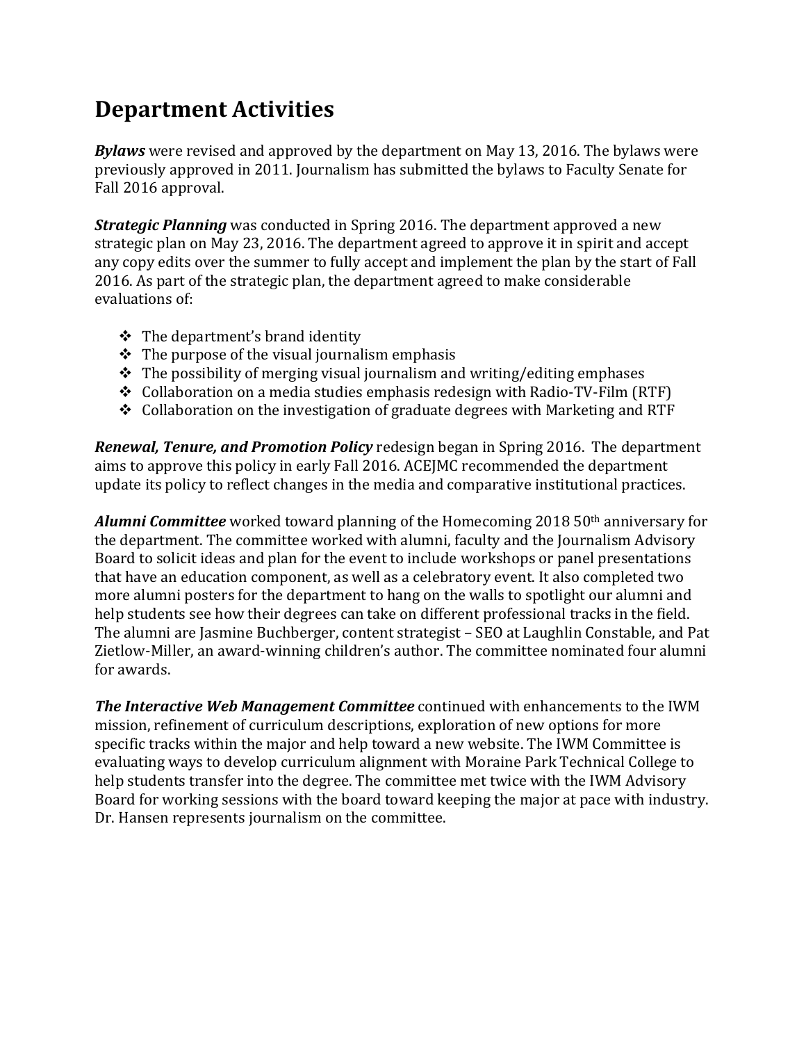# Department Activities

***Bylaws*** were revised and approved by the department on May 13, 2016. The bylaws were previously approved in 2011. Journalism has submitted the bylaws to Faculty Senate for Fall 2016 approval.

***Strategic Planning*** was conducted in Spring 2016. The department approved a new strategic plan on May 23, 2016. The department agreed to approve it in spirit and accept any copy edits over the summer to fully accept and implement the plan by the start of Fall 2016. As part of the strategic plan, the department agreed to make considerable evaluations of:

- The department's brand identity
- The purpose of the visual journalism emphasis
- The possibility of merging visual journalism and writing/editing emphases
- Collaboration on a media studies emphasis redesign with Radio-TV-Film (RTF)
- Collaboration on the investigation of graduate degrees with Marketing and RTF

***Renewal, Tenure, and Promotion Policy*** redesign began in Spring 2016. The department aims to approve this policy in early Fall 2016. ACEJMC recommended the department update its policy to reflect changes in the media and comparative institutional practices.

***Alumni Committee*** worked toward planning of the Homecoming 2018 50th anniversary for the department. The committee worked with alumni, faculty and the Journalism Advisory Board to solicit ideas and plan for the event to include workshops or panel presentations that have an education component, as well as a celebratory event. It also completed two more alumni posters for the department to hang on the walls to spotlight our alumni and help students see how their degrees can take on different professional tracks in the field. The alumni are Jasmine Buchberger, content strategist – SEO at Laughlin Constable, and Pat Zietlow-Miller, an award-winning children's author. The committee nominated four alumni for awards.

***The Interactive Web Management Committee*** continued with enhancements to the IWM mission, refinement of curriculum descriptions, exploration of new options for more specific tracks within the major and help toward a new website. The IWM Committee is evaluating ways to develop curriculum alignment with Moraine Park Technical College to help students transfer into the degree. The committee met twice with the IWM Advisory Board for working sessions with the board toward keeping the major at pace with industry. Dr. Hansen represents journalism on the committee.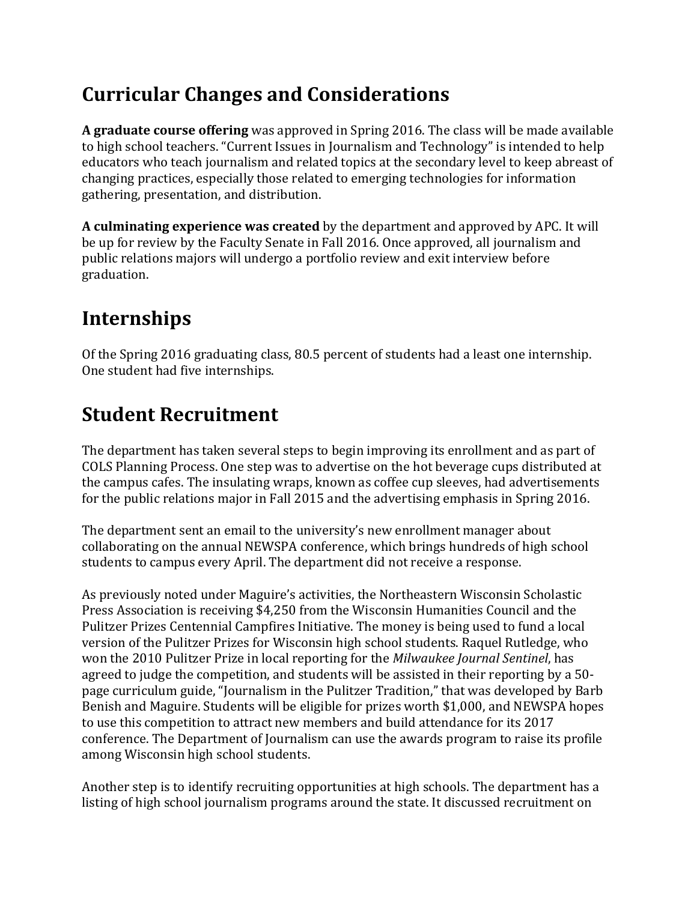# Curricular Changes and Considerations

**A graduate course offering** was approved in Spring 2016. The class will be made available to high school teachers. "Current Issues in Journalism and Technology" is intended to help educators who teach journalism and related topics at the secondary level to keep abreast of changing practices, especially those related to emerging technologies for information gathering, presentation, and distribution.

**A culminating experience was created** by the department and approved by APC. It will be up for review by the Faculty Senate in Fall 2016. Once approved, all journalism and public relations majors will undergo a portfolio review and exit interview before graduation.

# Internships

Of the Spring 2016 graduating class, 80.5 percent of students had a least one internship. One student had five internships.

# Student Recruitment

The department has taken several steps to begin improving its enrollment and as part of COLS Planning Process. One step was to advertise on the hot beverage cups distributed at the campus cafes. The insulating wraps, known as coffee cup sleeves, had advertisements for the public relations major in Fall 2015 and the advertising emphasis in Spring 2016.

The department sent an email to the university's new enrollment manager about collaborating on the annual NEWSPA conference, which brings hundreds of high school students to campus every April. The department did not receive a response.

As previously noted under Maguire's activities, the Northeastern Wisconsin Scholastic Press Association is receiving $4,250 from the Wisconsin Humanities Council and the Pulitzer Prizes Centennial Campfires Initiative. The money is being used to fund a local version of the Pulitzer Prizes for Wisconsin high school students. Raquel Rutledge, who won the 2010 Pulitzer Prize in local reporting for the *Milwaukee Journal Sentinel*, has agreed to judge the competition, and students will be assisted in their reporting by a 50-page curriculum guide, "Journalism in the Pulitzer Tradition," that was developed by Barb Benish and Maguire. Students will be eligible for prizes worth $1,000, and NEWSPA hopes to use this competition to attract new members and build attendance for its 2017 conference. The Department of Journalism can use the awards program to raise its profile among Wisconsin high school students.

Another step is to identify recruiting opportunities at high schools. The department has a listing of high school journalism programs around the state. It discussed recruitment on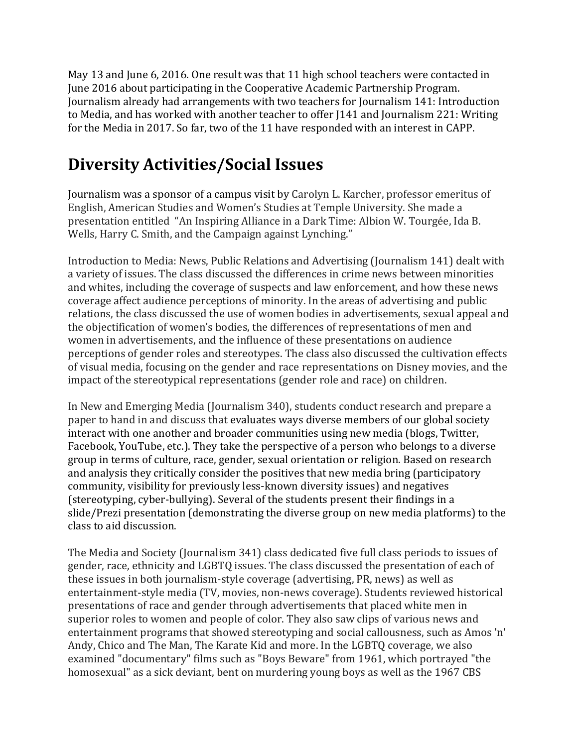May 13 and June 6, 2016. One result was that 11 high school teachers were contacted in June 2016 about participating in the Cooperative Academic Partnership Program. Journalism already had arrangements with two teachers for Journalism 141: Introduction to Media, and has worked with another teacher to offer J141 and Journalism 221: Writing for the Media in 2017. So far, two of the 11 have responded with an interest in CAPP.

# Diversity Activities/Social Issues

Journalism was a sponsor of a campus visit by Carolyn L. Karcher, professor emeritus of English, American Studies and Women's Studies at Temple University. She made a presentation entitled "An Inspiring Alliance in a Dark Time: Albion W. Tourgée, Ida B. Wells, Harry C. Smith, and the Campaign against Lynching."

Introduction to Media: News, Public Relations and Advertising (Journalism 141) dealt with a variety of issues. The class discussed the differences in crime news between minorities and whites, including the coverage of suspects and law enforcement, and how these news coverage affect audience perceptions of minority. In the areas of advertising and public relations, the class discussed the use of women bodies in advertisements, sexual appeal and the objectification of women's bodies, the differences of representations of men and women in advertisements, and the influence of these presentations on audience perceptions of gender roles and stereotypes. The class also discussed the cultivation effects of visual media, focusing on the gender and race representations on Disney movies, and the impact of the stereotypical representations (gender role and race) on children.

In New and Emerging Media (Journalism 340), students conduct research and prepare a paper to hand in and discuss that evaluates ways diverse members of our global society interact with one another and broader communities using new media (blogs, Twitter, Facebook, YouTube, etc.). They take the perspective of a person who belongs to a diverse group in terms of culture, race, gender, sexual orientation or religion. Based on research and analysis they critically consider the positives that new media bring (participatory community, visibility for previously less-known diversity issues) and negatives (stereotyping, cyber-bullying). Several of the students present their findings in a slide/Prezi presentation (demonstrating the diverse group on new media platforms) to the class to aid discussion.

The Media and Society (Journalism 341) class dedicated five full class periods to issues of gender, race, ethnicity and LGBTQ issues. The class discussed the presentation of each of these issues in both journalism-style coverage (advertising, PR, news) as well as entertainment-style media (TV, movies, non-news coverage). Students reviewed historical presentations of race and gender through advertisements that placed white men in superior roles to women and people of color. They also saw clips of various news and entertainment programs that showed stereotyping and social callousness, such as Amos 'n' Andy, Chico and The Man, The Karate Kid and more. In the LGBTQ coverage, we also examined "documentary" films such as "Boys Beware" from 1961, which portrayed "the homosexual" as a sick deviant, bent on murdering young boys as well as the 1967 CBS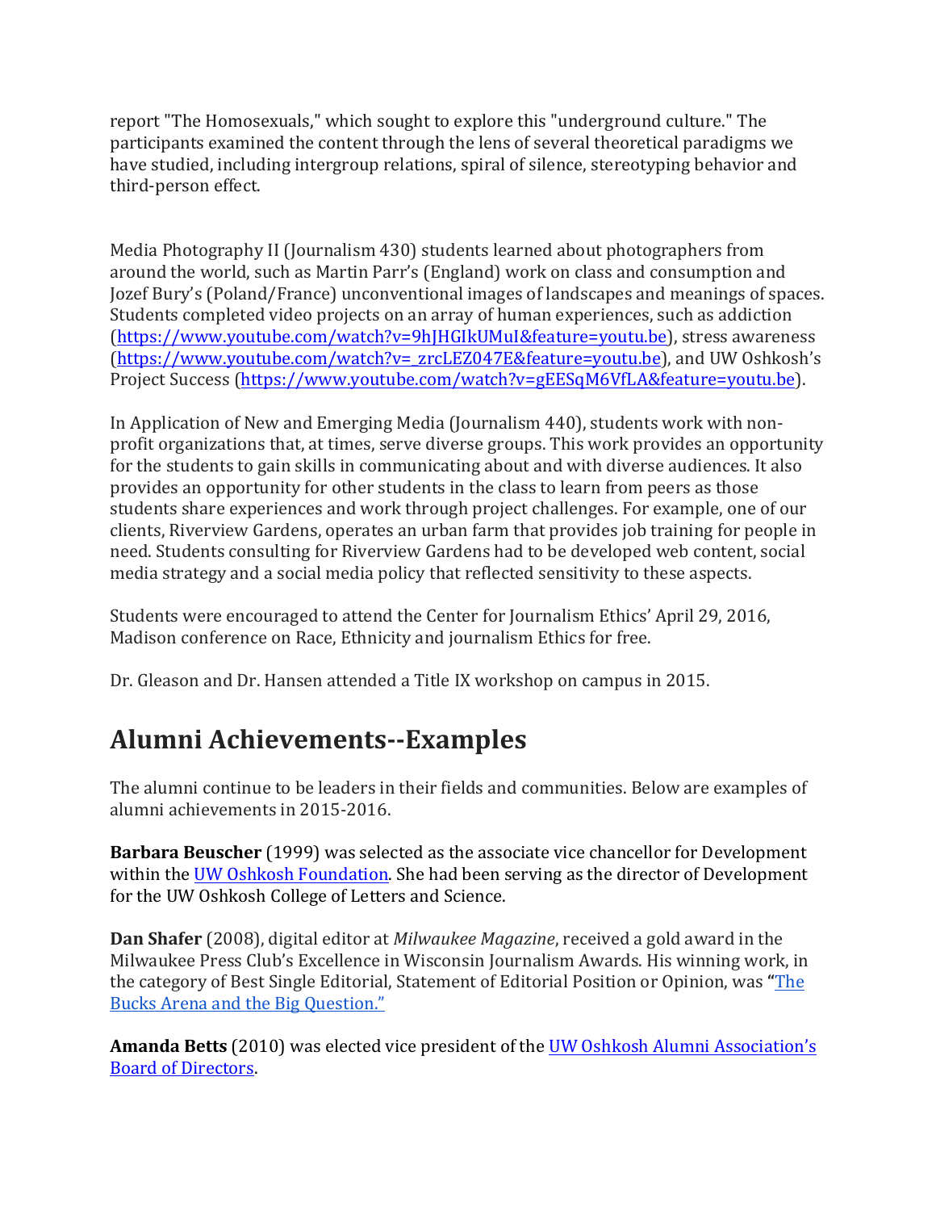report "The Homosexuals," which sought to explore this "underground culture." The participants examined the content through the lens of several theoretical paradigms we have studied, including intergroup relations, spiral of silence, stereotyping behavior and third-person effect.

Media Photography II (Journalism 430) students learned about photographers from around the world, such as Martin Parr's (England) work on class and consumption and Jozef Bury's (Poland/France) unconventional images of landscapes and meanings of spaces. Students completed video projects on an array of human experiences, such as addiction (https://www.youtube.com/watch?v=9hJHGIkUMuI&feature=youtu.be), stress awareness (https://www.youtube.com/watch?v=_zrcLEZ047E&feature=youtu.be), and UW Oshkosh's Project Success (https://www.youtube.com/watch?v=gEESqM6VfLA&feature=youtu.be).

In Application of New and Emerging Media (Journalism 440), students work with non-profit organizations that, at times, serve diverse groups. This work provides an opportunity for the students to gain skills in communicating about and with diverse audiences. It also provides an opportunity for other students in the class to learn from peers as those students share experiences and work through project challenges. For example, one of our clients, Riverview Gardens, operates an urban farm that provides job training for people in need. Students consulting for Riverview Gardens had to be developed web content, social media strategy and a social media policy that reflected sensitivity to these aspects.

Students were encouraged to attend the Center for Journalism Ethics' April 29, 2016, Madison conference on Race, Ethnicity and journalism Ethics for free.

Dr. Gleason and Dr. Hansen attended a Title IX workshop on campus in 2015.

# Alumni Achievements--Examples

The alumni continue to be leaders in their fields and communities. Below are examples of alumni achievements in 2015-2016.

**Barbara Beuscher** (1999) was selected as the associate vice chancellor for Development within the UW Oshkosh Foundation. She had been serving as the director of Development for the UW Oshkosh College of Letters and Science.

**Dan Shafer** (2008), digital editor at *Milwaukee Magazine*, received a gold award in the Milwaukee Press Club's Excellence in Wisconsin Journalism Awards. His winning work, in the category of Best Single Editorial, Statement of Editorial Position or Opinion, was **"**The Bucks Arena and the Big Question."

**Amanda Betts** (2010) was elected vice president of the UW Oshkosh Alumni Association's Board of Directors.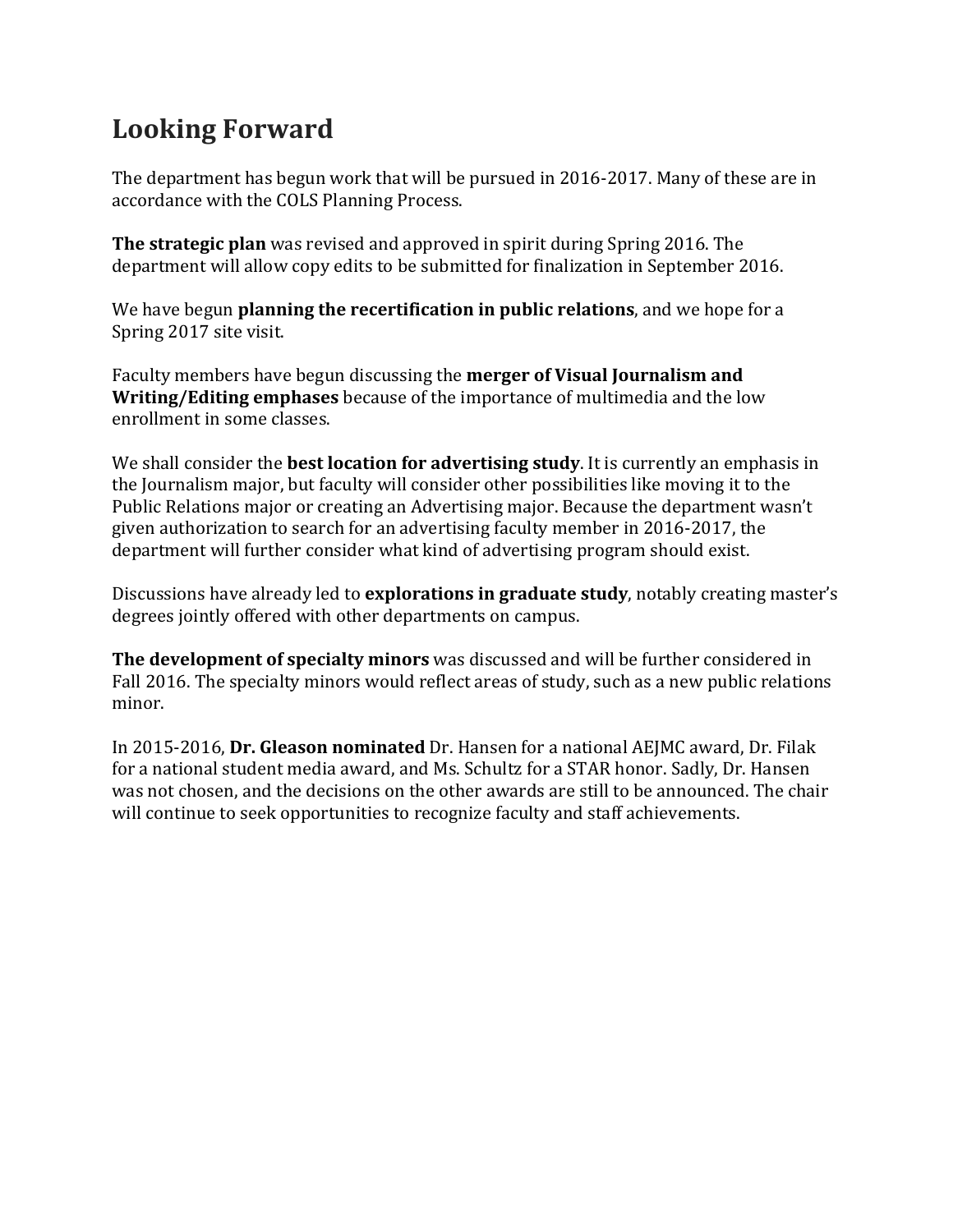## Looking Forward

The department has begun work that will be pursued in 2016-2017. Many of these are in accordance with the COLS Planning Process.

**The strategic plan** was revised and approved in spirit during Spring 2016. The department will allow copy edits to be submitted for finalization in September 2016.

We have begun **planning the recertification in public relations**, and we hope for a Spring 2017 site visit.

Faculty members have begun discussing the **merger of Visual Journalism and Writing/Editing emphases** because of the importance of multimedia and the low enrollment in some classes.

We shall consider the **best location for advertising study**. It is currently an emphasis in the Journalism major, but faculty will consider other possibilities like moving it to the Public Relations major or creating an Advertising major. Because the department wasn't given authorization to search for an advertising faculty member in 2016-2017, the department will further consider what kind of advertising program should exist.

Discussions have already led to **explorations in graduate study**, notably creating master's degrees jointly offered with other departments on campus.

**The development of specialty minors** was discussed and will be further considered in Fall 2016. The specialty minors would reflect areas of study, such as a new public relations minor.

In 2015-2016, **Dr. Gleason nominated** Dr. Hansen for a national AEJMC award, Dr. Filak for a national student media award, and Ms. Schultz for a STAR honor. Sadly, Dr. Hansen was not chosen, and the decisions on the other awards are still to be announced. The chair will continue to seek opportunities to recognize faculty and staff achievements.